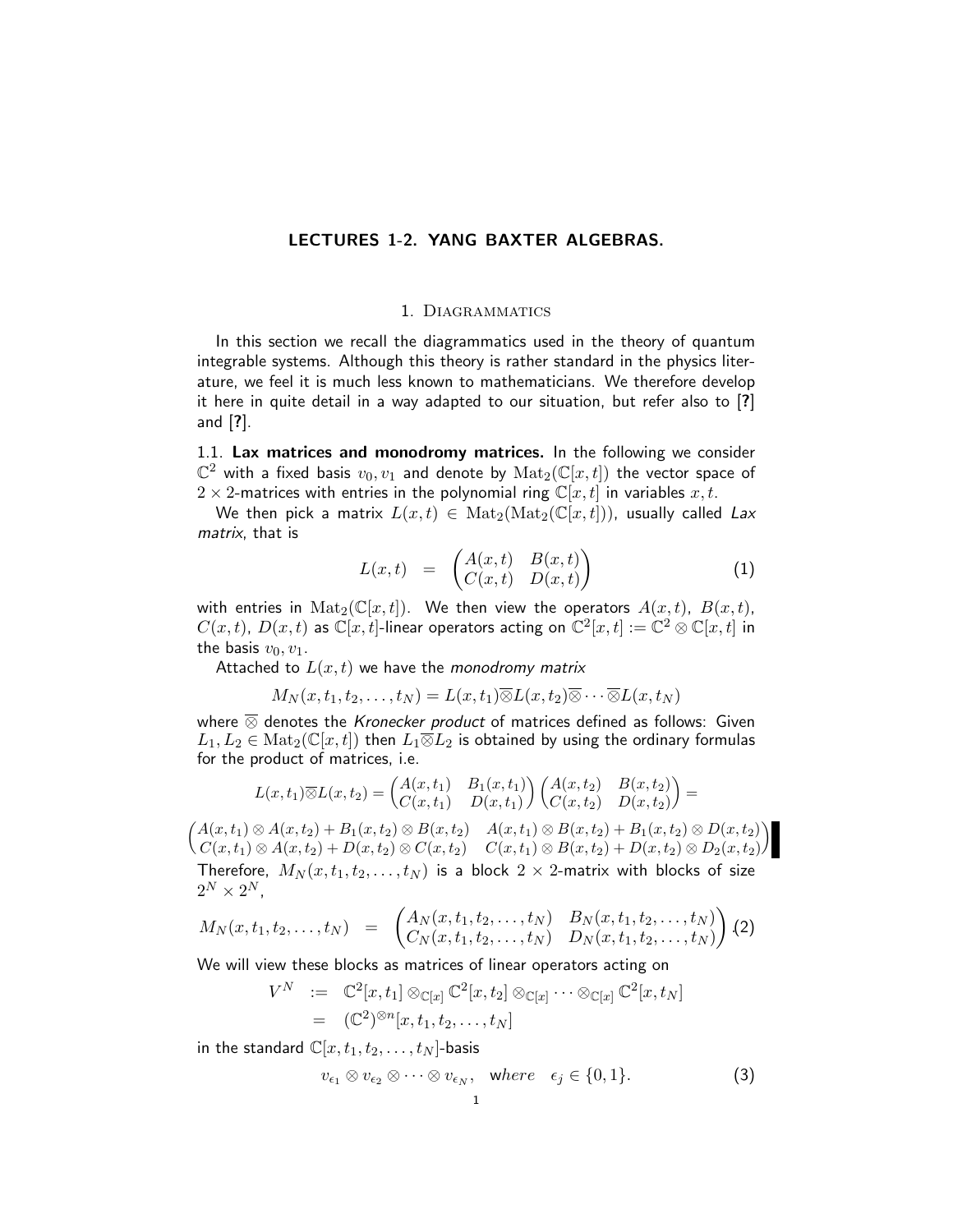# LECTURES 1-2. YANG BAXTER ALGEBRAS.

## 1. Diagrammatics

In this section we recall the diagrammatics used in the theory of quantum integrable systems. Although this theory is rather standard in the physics literature, we feel it is much less known to mathematicians. We therefore develop it here in quite detail in a way adapted to our situation, but refer also to [?] and [?].

1.1. **Lax matrices and monodromy matrices.** In the following we consider $\mathbb{C}^2$ with a fixed basis $v_0, v_1$ and denote by $\mathrm{Mat}_2(\mathbb{C}[x,t])$ the vector space of $2\times 2$-matrices with entries in the polynomial ring $\mathbb{C}[x,t]$ in variables $x, t$.

We then pick a matrix $L(x,t) \in \mathrm{Mat}_2(\mathrm{Mat}_2(\mathbb{C}[x,t]))$, usually called *Lax matrix*, that is

$$L(x,t) \quad = \quad \begin{pmatrix} A(x,t) & B(x,t) \\ C(x,t) & D(x,t) \end{pmatrix} \tag{1}$$

with entries in $\mathrm{Mat}_2(\mathbb{C}[x,t])$. We then view the operators $A(x,t)$, $B(x,t)$, $C(x,t)$, $D(x,t)$ as $\mathbb{C}[x,t]$-linear operators acting on $\mathbb{C}^2[x,t] := \mathbb{C}^2 \otimes \mathbb{C}[x,t]$ in the basis $v_0, v_1$.

Attached to $L(x,t)$ we have the *monodromy matrix*

$$M_N(x,t_1,t_2,\ldots,t_N) = L(x,t_1)\overline{\otimes}L(x,t_2)\overline{\otimes}\cdots\overline{\otimes}L(x,t_N)$$

where $\overline{\otimes}$ denotes the *Kronecker product* of matrices defined as follows: Given $L_1, L_2 \in \mathrm{Mat}_2(\mathbb{C}[x,t])$ then $L_1\overline{\otimes}L_2$ is obtained by using the ordinary formulas for the product of matrices, i.e.

$$L(x,t_1)\overline{\otimes}L(x,t_2) = \begin{pmatrix} A(x,t_1) & B_1(x,t_1) \\ C(x,t_1) & D(x,t_1) \end{pmatrix} \begin{pmatrix} A(x,t_2) & B(x,t_2) \\ C(x,t_2) & D(x,t_2) \end{pmatrix} =$$

$$\begin{pmatrix} A(x,t_1)\otimes A(x,t_2) + B_1(x,t_2)\otimes B(x,t_2) & A(x,t_1)\otimes B(x,t_2) + B_1(x,t_2)\otimes D(x,t_2) \\ C(x,t_1)\otimes A(x,t_2) + D(x,t_2)\otimes C(x,t_2) & C(x,t_1)\otimes B(x,t_2) + D(x,t_2)\otimes D_2(x,t_2) \end{pmatrix}$$

Therefore, $M_N(x,t_1,t_2,\ldots,t_N)$ is a block $2\times 2$-matrix with blocks of size $2^N \times 2^N$,

$$M_N(x,t_1,t_2,\ldots,t_N) \quad = \quad \begin{pmatrix} A_N(x,t_1,t_2,\ldots,t_N) & B_N(x,t_1,t_2,\ldots,t_N) \\ C_N(x,t_1,t_2,\ldots,t_N) & D_N(x,t_1,t_2,\ldots,t_N) \end{pmatrix} \tag{2}$$

We will view these blocks as matrices of linear operators acting on

$$\begin{aligned} V^N \quad &:= \quad \mathbb{C}^2[x,t_1] \otimes_{\mathbb{C}[x]} \mathbb{C}^2[x,t_2] \otimes_{\mathbb{C}[x]} \cdots \otimes_{\mathbb{C}[x]} \mathbb{C}^2[x,t_N] \\ &= \quad (\mathbb{C}^2)^{\otimes n}[x,t_1,t_2,\ldots,t_N] \end{aligned}$$

in the standard $\mathbb{C}[x,t_1,t_2,\ldots,t_N]$-basis

$$v_{\epsilon_1} \otimes v_{\epsilon_2} \otimes \cdots \otimes v_{\epsilon_N}, \quad \text{where} \quad \epsilon_j \in \{0,1\}. \tag{3}$$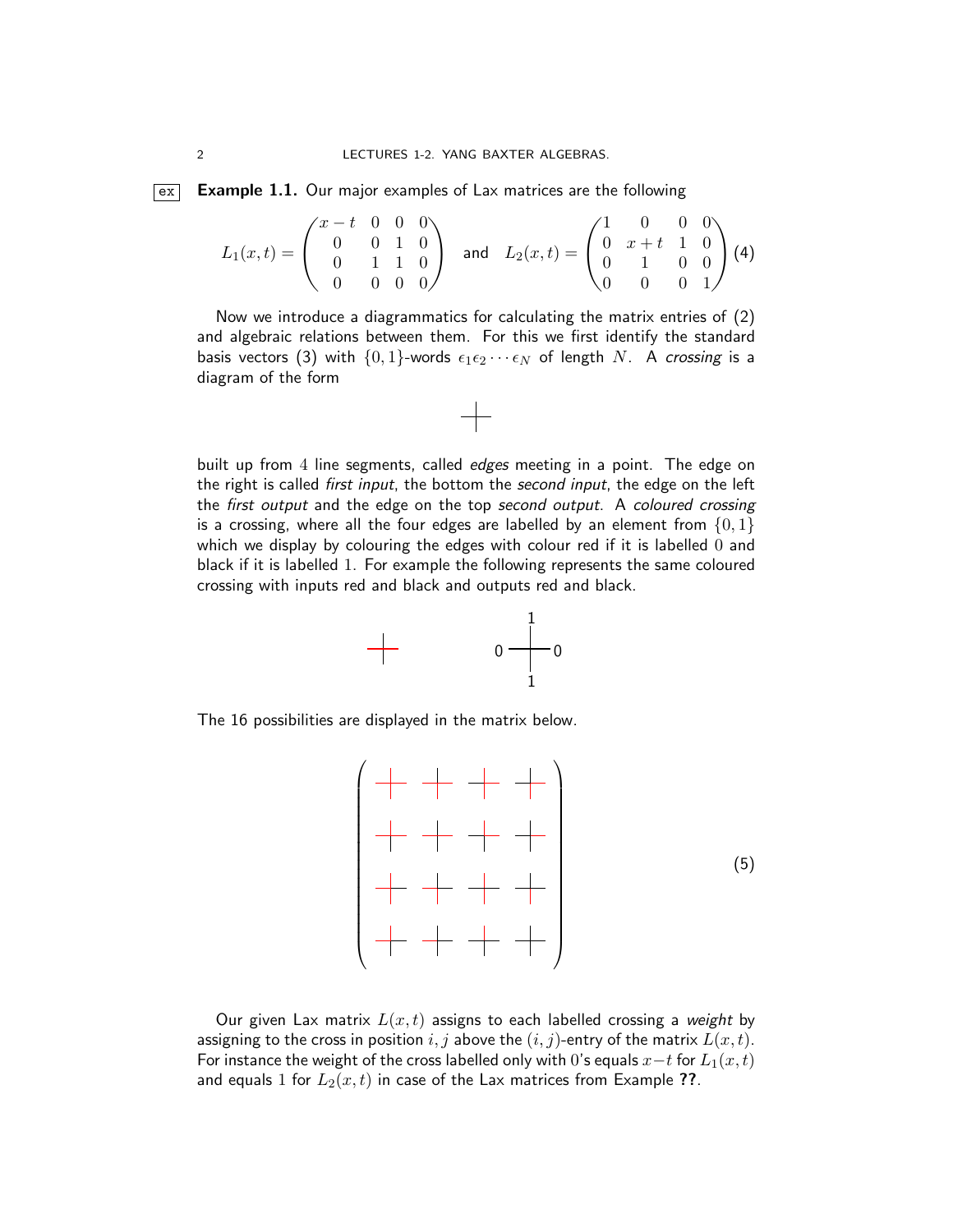**Example 1.1.** Our major examples of Lax matrices are the following

$$L_1(x,t) = \begin{pmatrix} x-t & 0 & 0 & 0 \\ 0 & 0 & 1 & 0 \\ 0 & 1 & 1 & 0 \\ 0 & 0 & 0 & 0 \end{pmatrix} \quad \text{and} \quad L_2(x,t) = \begin{pmatrix} 1 & 0 & 0 & 0 \\ 0 & x+t & 1 & 0 \\ 0 & 1 & 0 & 0 \\ 0 & 0 & 0 & 1 \end{pmatrix} \tag{4}$$

Now we introduce a diagrammatics for calculating the matrix entries of (2) and algebraic relations between them. For this we first identify the standard basis vectors (3) with $\{0,1\}$-words $\epsilon_1\epsilon_2\cdots\epsilon_N$ of length $N$. A *crossing* is a diagram of the form

built up from 4 line segments, called *edges* meeting in a point. The edge on the right is called *first input*, the bottom the *second input*, the edge on the left the *first output* and the edge on the top *second output*. A *coloured crossing* is a crossing, where all the four edges are labelled by an element from $\{0,1\}$ which we display by colouring the edges with colour red if it is labelled $0$ and black if it is labelled $1$. For example the following represents the same coloured crossing with inputs red and black and outputs red and black.

The 16 possibilities are displayed in the matrix below.

(5)

Our given Lax matrix $L(x,t)$ assigns to each labelled crossing a *weight* by assigning to the cross in position $i,j$ above the $(i,j)$-entry of the matrix $L(x,t)$. For instance the weight of the cross labelled only with $0$'s equals $x-t$ for $L_1(x,t)$ and equals $1$ for $L_2(x,t)$ in case of the Lax matrices from Example **??**.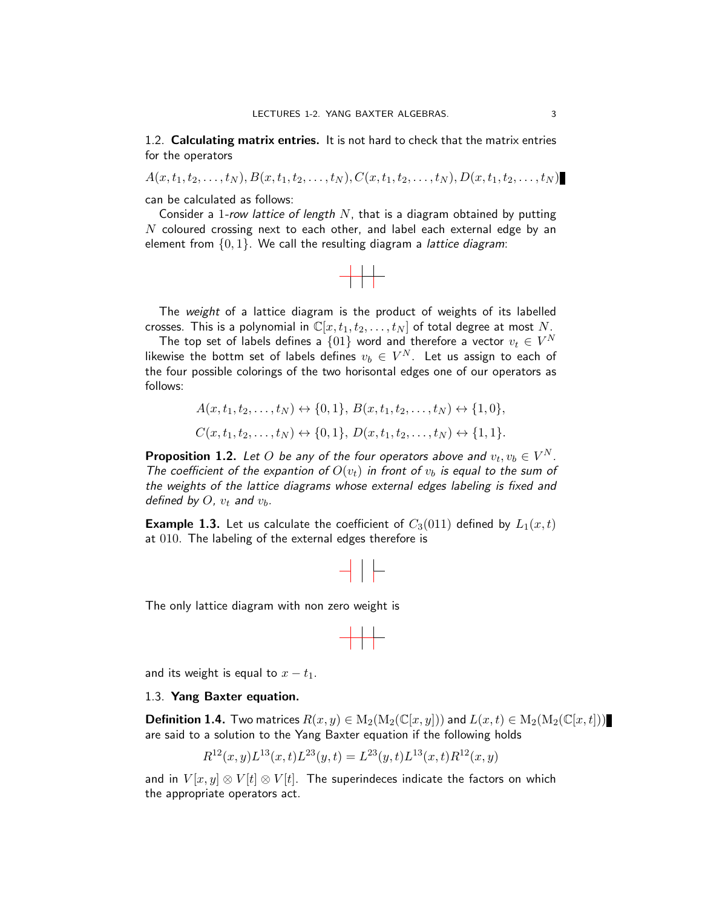### 1.2. **Calculating matrix entries.**

It is not hard to check that the matrix entries for the operators

$$A(x, t_1, t_2, \ldots, t_N), B(x, t_1, t_2, \ldots, t_N), C(x, t_1, t_2, \ldots, t_N), D(x, t_1, t_2, \ldots, t_N)$$

can be calculated as follows:

Consider a 1*-row lattice of length* $N$, that is a diagram obtained by putting $N$ coloured crossing next to each other, and label each external edge by an element from $\{0, 1\}$. We call the resulting diagram a *lattice diagram*:

The *weight* of a lattice diagram is the product of weights of its labelled crosses. This is a polynomial in $\mathbb{C}[x, t_1, t_2, \ldots, t_N]$ of total degree at most $N$.

The top set of labels defines a $\{01\}$ word and therefore a vector $v_t \in V^N$ likewise the bottm set of labels defines $v_b \in V^N$. Let us assign to each of the four possible colorings of the two horisontal edges one of our operators as follows:

$$A(x, t_1, t_2, \ldots, t_N) \leftrightarrow \{0, 1\},\ B(x, t_1, t_2, \ldots, t_N) \leftrightarrow \{1, 0\},$$

$$C(x, t_1, t_2, \ldots, t_N) \leftrightarrow \{0, 1\},\ D(x, t_1, t_2, \ldots, t_N) \leftrightarrow \{1, 1\}.$$

**Proposition 1.2.** *Let $O$ be any of the four operators above and $v_t, v_b \in V^N$. The coefficient of the expantion of $O(v_t)$ in front of $v_b$ is equal to the sum of the weights of the lattice diagrams whose external edges labeling is fixed and defined by $O$, $v_t$ and $v_b$.*

**Example 1.3.** Let us calculate the coefficient of $C_3(011)$ defined by $L_1(x, t)$ at $010$. The labeling of the external edges therefore is

The only lattice diagram with non zero weight is

and its weight is equal to $x - t_1$.

### 1.3. **Yang Baxter equation.**

**Definition 1.4.** Two matrices $R(x, y) \in \mathrm{M}_2(\mathrm{M}_2(\mathbb{C}[x, y]))$ and $L(x, t) \in \mathrm{M}_2(\mathrm{M}_2(\mathbb{C}[x, t]))$ are said to a solution to the Yang Baxter equation if the following holds

$$R^{12}(x, y)L^{13}(x, t)L^{23}(y, t) = L^{23}(y, t)L^{13}(x, t)R^{12}(x, y)$$

and in $V[x, y] \otimes V[t] \otimes V[t]$. The superindeces indicate the factors on which the appropriate operators act.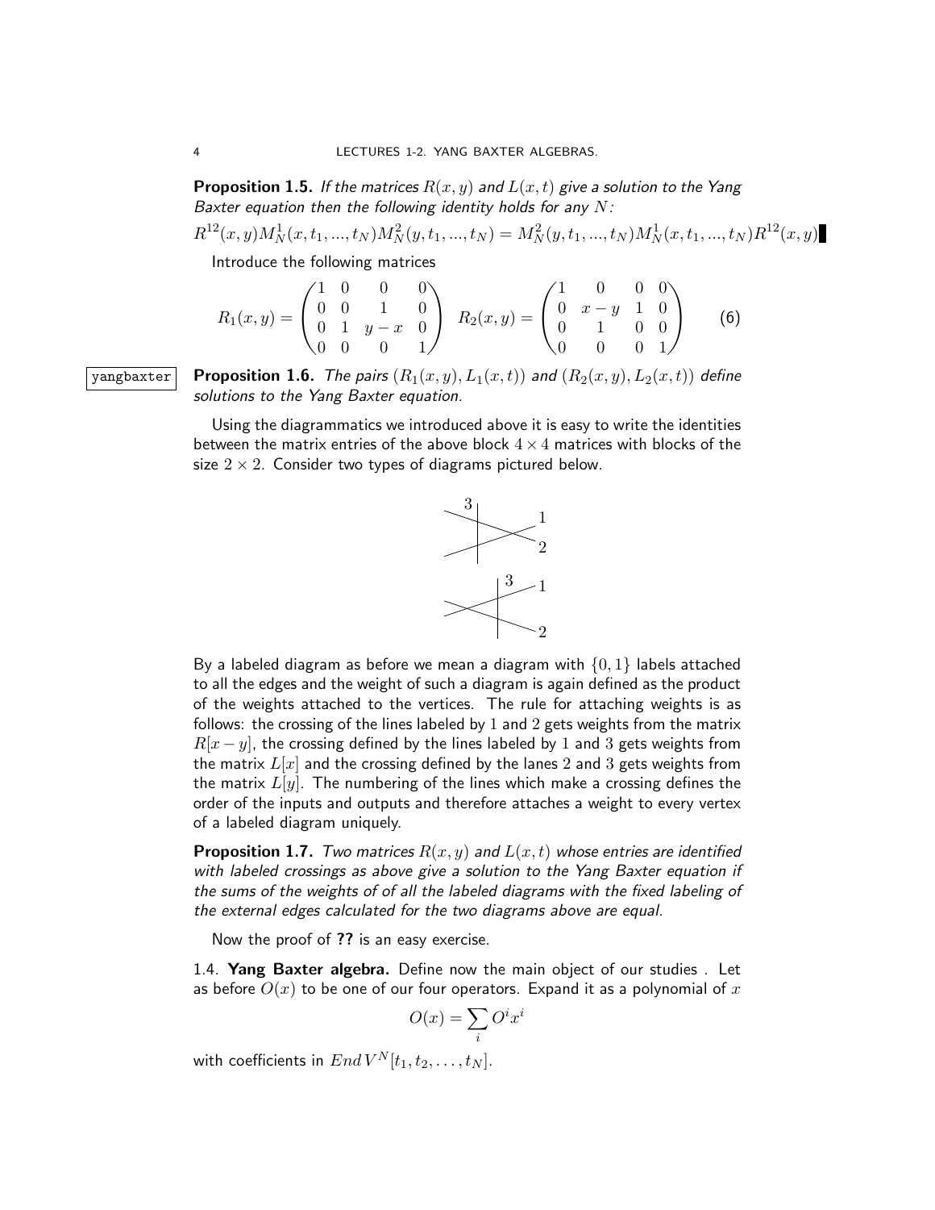**Proposition 1.5.** *If the matrices $R(x,y)$ and $L(x,t)$ give a solution to the Yang Baxter equation then the following identity holds for any $N$:*

$$R^{12}(x,y)M_N^1(x,t_1,...,t_N)M_N^2(y,t_1,...,t_N) = M_N^2(y,t_1,...,t_N)M_N^1(x,t_1,...,t_N)R^{12}(x,y)$$

Introduce the following matrices

$$R_1(x,y) = \begin{pmatrix} 1 & 0 & 0 & 0 \\ 0 & 0 & 1 & 0 \\ 0 & 1 & y-x & 0 \\ 0 & 0 & 0 & 1 \end{pmatrix} \quad R_2(x,y) = \begin{pmatrix} 1 & 0 & 0 & 0 \\ 0 & x-y & 1 & 0 \\ 0 & 1 & 0 & 0 \\ 0 & 0 & 0 & 1 \end{pmatrix} \qquad (6)$$

**Proposition 1.6.** *The pairs $(R_1(x,y), L_1(x,t))$ and $(R_2(x,y), L_2(x,t))$ define solutions to the Yang Baxter equation.*

Using the diagrammatics we introduced above it is easy to write the identities between the matrix entries of the above block $4\times 4$ matrices with blocks of the size $2\times 2$. Consider two types of diagrams pictured below.

By a labeled diagram as before we mean a diagram with $\{0,1\}$ labels attached to all the edges and the weight of such a diagram is again defined as the product of the weights attached to the vertices. The rule for attaching weights is as follows: the crossing of the lines labeled by $1$ and $2$ gets weights from the matrix $R[x-y]$, the crossing defined by the lines labeled by $1$ and $3$ gets weights from the matrix $L[x]$ and the crossing defined by the lanes $2$ and $3$ gets weights from the matrix $L[y]$. The numbering of the lines which make a crossing defines the order of the inputs and outputs and therefore attaches a weight to every vertex of a labeled diagram uniquely.

**Proposition 1.7.** *Two matrices $R(x,y)$ and $L(x,t)$ whose entries are identified with labeled crossings as above give a solution to the Yang Baxter equation if the sums of the weights of of all the labeled diagrams with the fixed labeling of the external edges calculated for the two diagrams above are equal.*

Now the proof of **??** is an easy exercise.

1.4. **Yang Baxter algebra.** Define now the main object of our studies . Let as before $O(x)$ to be one of our four operators. Expand it as a polynomial of $x$

$$O(x) = \sum_i O^i x^i$$

with coefficients in $End\, V^N[t_1,t_2,\ldots,t_N]$.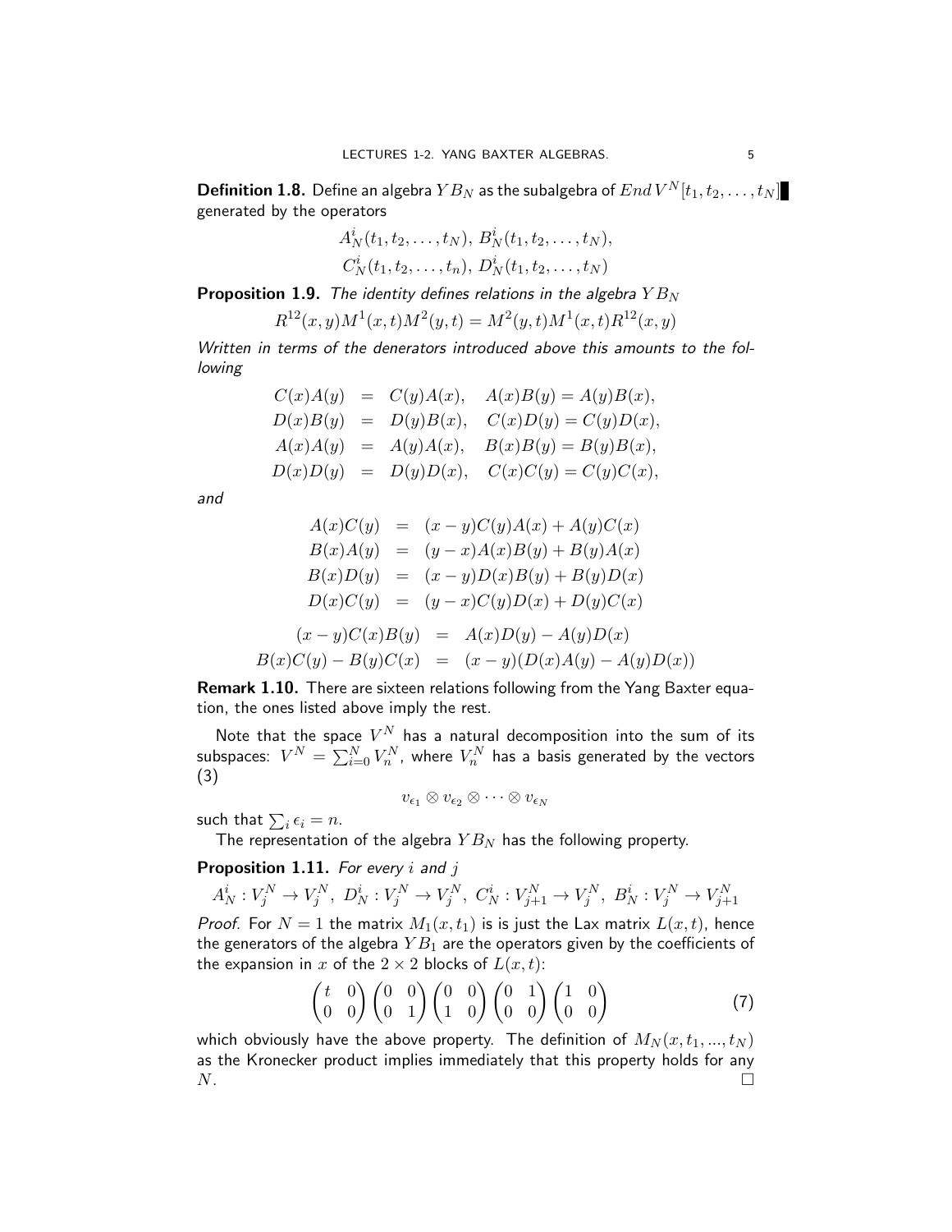**Definition 1.8.** Define an algebra $YB_N$ as the subalgebra of $End\, V^N[t_1, t_2, \ldots, t_N]$ generated by the operators

$$A_N^i(t_1, t_2, \ldots, t_N),\ B_N^i(t_1, t_2, \ldots, t_N),$$
$$C_N^i(t_1, t_2, \ldots, t_n),\ D_N^i(t_1, t_2, \ldots, t_N)$$

**Proposition 1.9.** *The identity defines relations in the algebra $YB_N$*

$$R^{12}(x, y)M^1(x, t)M^2(y, t) = M^2(y, t)M^1(x, t)R^{12}(x, y)$$

*Written in terms of the denerators introduced above this amounts to the following*

$$\begin{aligned}
C(x)A(y) &= C(y)A(x), \quad A(x)B(y) = A(y)B(x),\\
D(x)B(y) &= D(y)B(x), \quad C(x)D(y) = C(y)D(x),\\
A(x)A(y) &= A(y)A(x), \quad B(x)B(y) = B(y)B(x),\\
D(x)D(y) &= D(y)D(x), \quad C(x)C(y) = C(y)C(x),
\end{aligned}$$

*and*

$$\begin{aligned}
A(x)C(y) &= (x - y)C(y)A(x) + A(y)C(x)\\
B(x)A(y) &= (y - x)A(x)B(y) + B(y)A(x)\\
B(x)D(y) &= (x - y)D(x)B(y) + B(y)D(x)\\
D(x)C(y) &= (y - x)C(y)D(x) + D(y)C(x)
\end{aligned}$$

$$\begin{aligned}
(x - y)C(x)B(y) &= A(x)D(y) - A(y)D(x)\\
B(x)C(y) - B(y)C(x) &= (x - y)(D(x)A(y) - A(y)D(x))
\end{aligned}$$

**Remark 1.10.** There are sixteen relations following from the Yang Baxter equation, the ones listed above imply the rest.

Note that the space $V^N$ has a natural decomposition into the sum of its subspaces: $V^N = \sum_{i=0}^N V_n^N$, where $V_n^N$ has a basis generated by the vectors (3)

$$v_{\epsilon_1} \otimes v_{\epsilon_2} \otimes \cdots \otimes v_{\epsilon_N}$$

such that $\sum_i \epsilon_i = n$.

The representation of the algebra $YB_N$ has the following property.

**Proposition 1.11.** *For every $i$ and $j$*

$$A_N^i : V_j^N \to V_j^N,\ D_N^i : V_j^N \to V_j^N,\ C_N^i : V_{j+1}^N \to V_j^N,\ B_N^i : V_j^N \to V_{j+1}^N$$

*Proof.* For $N = 1$ the matrix $M_1(x, t_1)$ is is just the Lax matrix $L(x, t)$, hence the generators of the algebra $YB_1$ are the operators given by the coefficients of the expansion in $x$ of the $2 \times 2$ blocks of $L(x, t)$:

$$\begin{pmatrix} t & 0 \\ 0 & 0 \end{pmatrix} \begin{pmatrix} 0 & 0 \\ 0 & 1 \end{pmatrix} \begin{pmatrix} 0 & 0 \\ 1 & 0 \end{pmatrix} \begin{pmatrix} 0 & 1 \\ 0 & 0 \end{pmatrix} \begin{pmatrix} 1 & 0 \\ 0 & 0 \end{pmatrix} \tag{7}$$

which obviously have the above property. The definition of $M_N(x, t_1, ..., t_N)$ as the Kronecker product implies immediately that this property holds for any $N$. □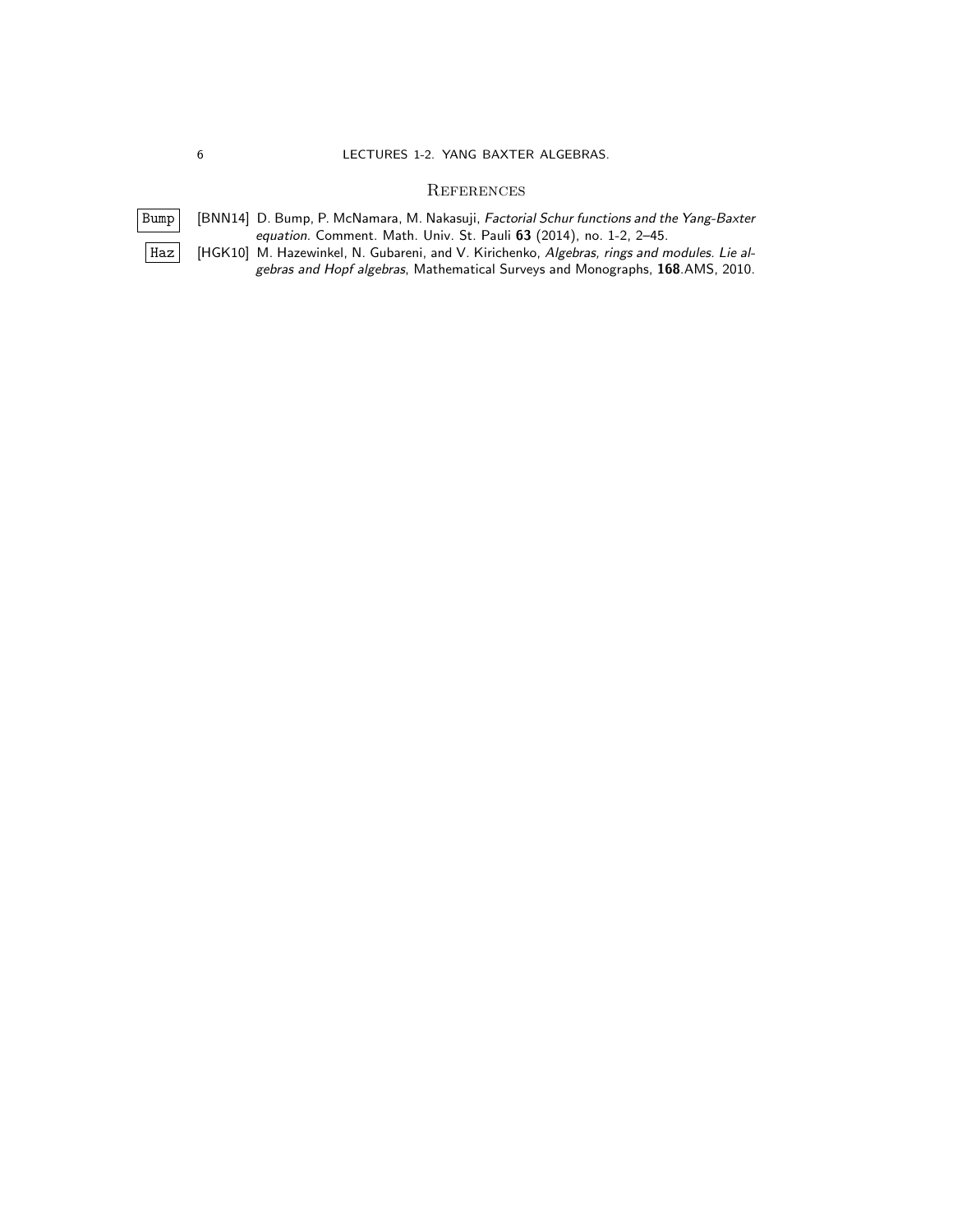## References

[BNN14] D. Bump, P. McNamara, M. Nakasuji, *Factorial Schur functions and the Yang-Baxter equation*. Comment. Math. Univ. St. Pauli **63** (2014), no. 1-2, 2–45.

[HGK10] M. Hazewinkel, N. Gubareni, and V. Kirichenko, *Algebras, rings and modules. Lie algebras and Hopf algebras*, Mathematical Surveys and Monographs, **168**.AMS, 2010.